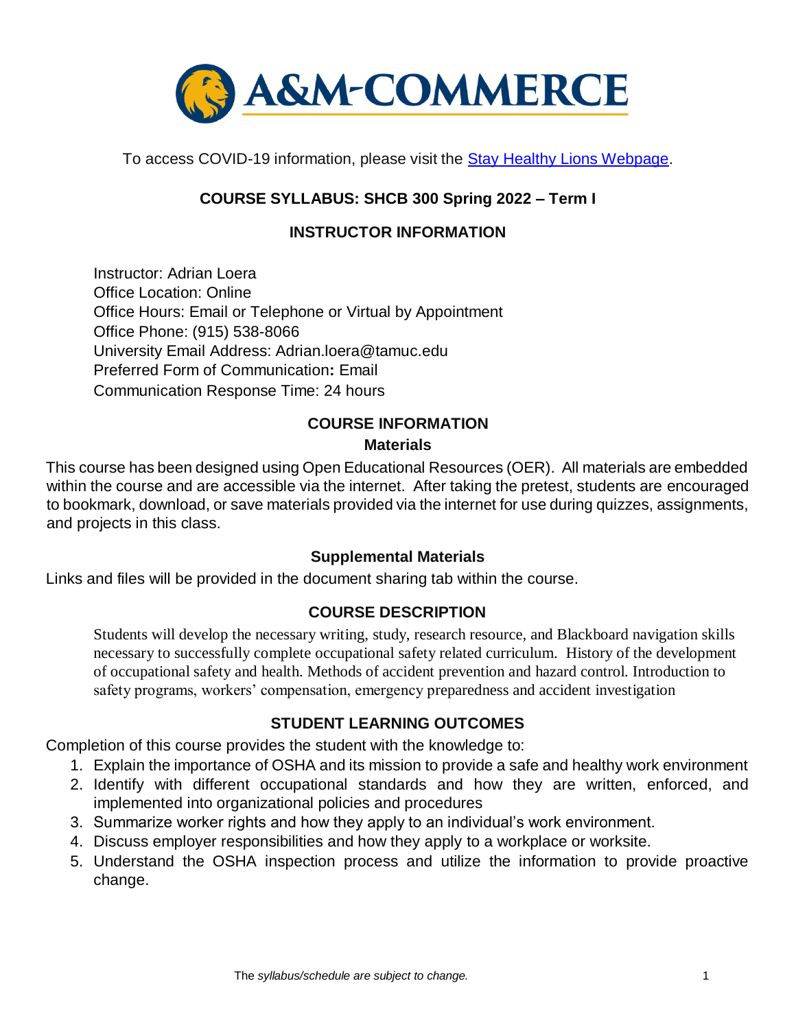A&M-COMMERCE

To access COVID-19 information, please visit the [Stay Healthy Lions Webpage](#).

# COURSE SYLLABUS: SHCB 300 Spring 2022 – Term I

## INSTRUCTOR INFORMATION

Instructor: Adrian Loera
Office Location: Online
Office Hours: Email or Telephone or Virtual by Appointment
Office Phone: (915) 538-8066
University Email Address: Adrian.loera@tamuc.edu
Preferred Form of Communication**:** Email
Communication Response Time: 24 hours

## COURSE INFORMATION

### Materials

This course has been designed using Open Educational Resources (OER). All materials are embedded within the course and are accessible via the internet. After taking the pretest, students are encouraged to bookmark, download, or save materials provided via the internet for use during quizzes, assignments, and projects in this class.

### Supplemental Materials

Links and files will be provided in the document sharing tab within the course.

## COURSE DESCRIPTION

Students will develop the necessary writing, study, research resource, and Blackboard navigation skills necessary to successfully complete occupational safety related curriculum. History of the development of occupational safety and health. Methods of accident prevention and hazard control. Introduction to safety programs, workers' compensation, emergency preparedness and accident investigation

## STUDENT LEARNING OUTCOMES

Completion of this course provides the student with the knowledge to:

1. Explain the importance of OSHA and its mission to provide a safe and healthy work environment
2. Identify with different occupational standards and how they are written, enforced, and implemented into organizational policies and procedures
3. Summarize worker rights and how they apply to an individual's work environment.
4. Discuss employer responsibilities and how they apply to a workplace or worksite.
5. Understand the OSHA inspection process and utilize the information to provide proactive change.

The *syllabus/schedule are subject to change.*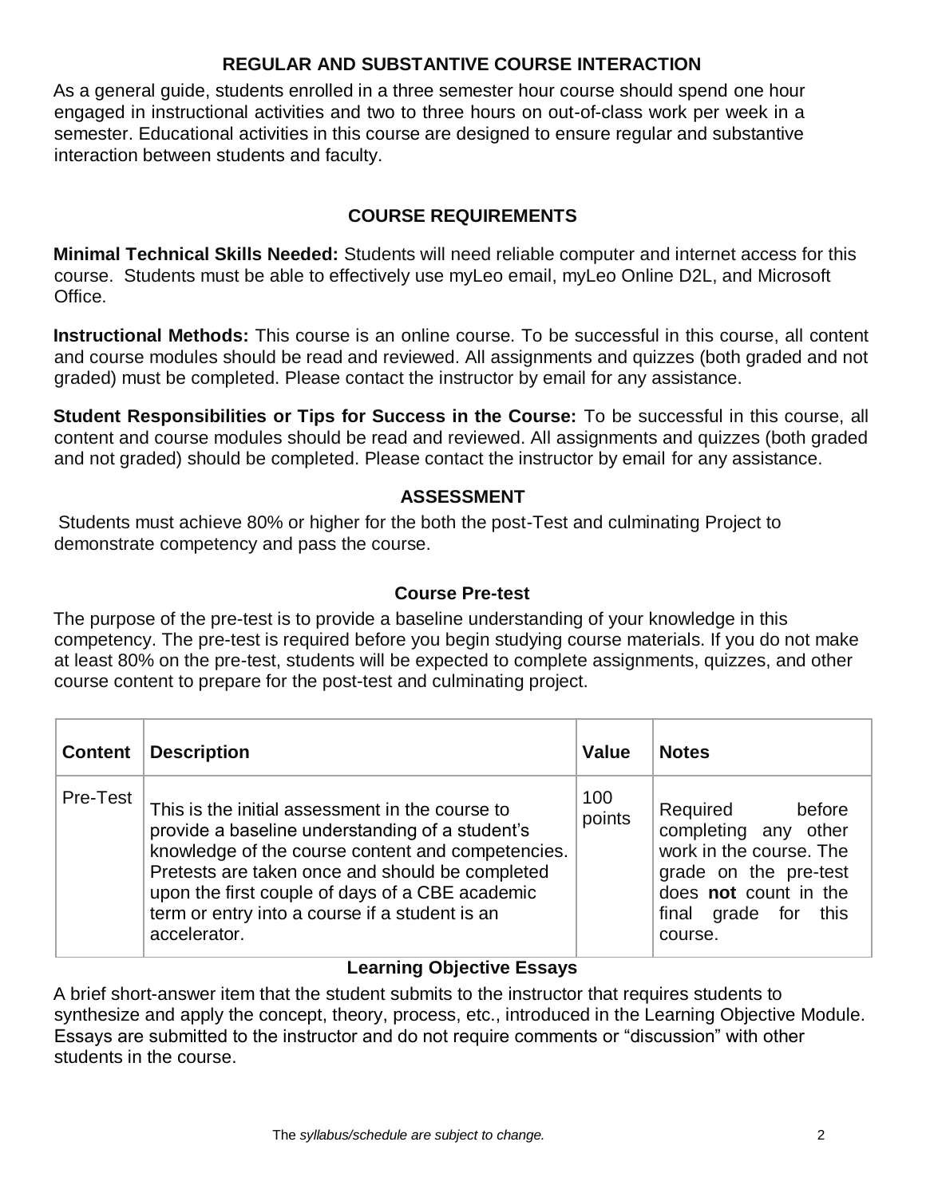## REGULAR AND SUBSTANTIVE COURSE INTERACTION

As a general guide, students enrolled in a three semester hour course should spend one hour engaged in instructional activities and two to three hours on out-of-class work per week in a semester. Educational activities in this course are designed to ensure regular and substantive interaction between students and faculty.

## COURSE REQUIREMENTS

**Minimal Technical Skills Needed:** Students will need reliable computer and internet access for this course. Students must be able to effectively use myLeo email, myLeo Online D2L, and Microsoft Office.

**Instructional Methods:** This course is an online course. To be successful in this course, all content and course modules should be read and reviewed. All assignments and quizzes (both graded and not graded) must be completed. Please contact the instructor by email for any assistance.

**Student Responsibilities or Tips for Success in the Course:** To be successful in this course, all content and course modules should be read and reviewed. All assignments and quizzes (both graded and not graded) should be completed. Please contact the instructor by email for any assistance.

## ASSESSMENT

Students must achieve 80% or higher for the both the post-Test and culminating Project to demonstrate competency and pass the course.

### Course Pre-test

The purpose of the pre-test is to provide a baseline understanding of your knowledge in this competency. The pre-test is required before you begin studying course materials. If you do not make at least 80% on the pre-test, students will be expected to complete assignments, quizzes, and other course content to prepare for the post-test and culminating project.

| Content | Description | Value | Notes |
|---|---|---|---|
| Pre-Test | This is the initial assessment in the course to provide a baseline understanding of a student's knowledge of the course content and competencies. Pretests are taken once and should be completed upon the first couple of days of a CBE academic term or entry into a course if a student is an accelerator. | 100 points | Required before completing any other work in the course. The grade on the pre-test does **not** count in the final grade for this course. |

### Learning Objective Essays

A brief short-answer item that the student submits to the instructor that requires students to synthesize and apply the concept, theory, process, etc., introduced in the Learning Objective Module. Essays are submitted to the instructor and do not require comments or "discussion" with other students in the course.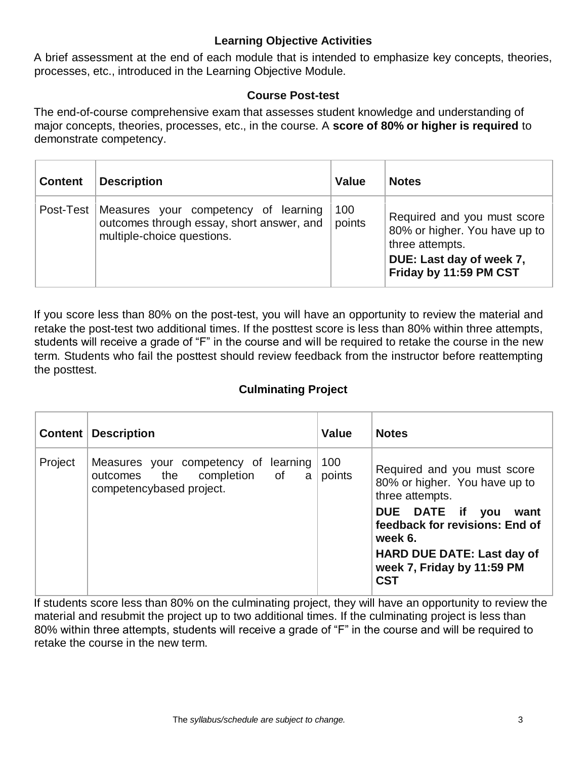### Learning Objective Activities

A brief assessment at the end of each module that is intended to emphasize key concepts, theories, processes, etc., introduced in the Learning Objective Module.

### Course Post-test

The end-of-course comprehensive exam that assesses student knowledge and understanding of major concepts, theories, processes, etc., in the course. A **score of 80% or higher is required** to demonstrate competency.

| Content | Description | Value | Notes |
|---|---|---|---|
| Post-Test | Measures your competency of learning outcomes through essay, short answer, and multiple-choice questions. | 100 points | Required and you must score 80% or higher. You have up to three attempts. **DUE: Last day of week 7, Friday by 11:59 PM CST** |

If you score less than 80% on the post-test, you will have an opportunity to review the material and retake the post-test two additional times. If the posttest score is less than 80% within three attempts, students will receive a grade of "F" in the course and will be required to retake the course in the new term. Students who fail the posttest should review feedback from the instructor before reattempting the posttest.

### Culminating Project

| Content | Description | Value | Notes |
|---|---|---|---|
| Project | Measures your competency of learning outcomes the completion of a competencybased project. | 100 points | Required and you must score 80% or higher. You have up to three attempts. **DUE DATE if you want feedback for revisions: End of week 6.** **HARD DUE DATE: Last day of week 7, Friday by 11:59 PM CST** |

If students score less than 80% on the culminating project, they will have an opportunity to review the material and resubmit the project up to two additional times. If the culminating project is less than 80% within three attempts, students will receive a grade of "F" in the course and will be required to retake the course in the new term.

The *syllabus/schedule are subject to change.*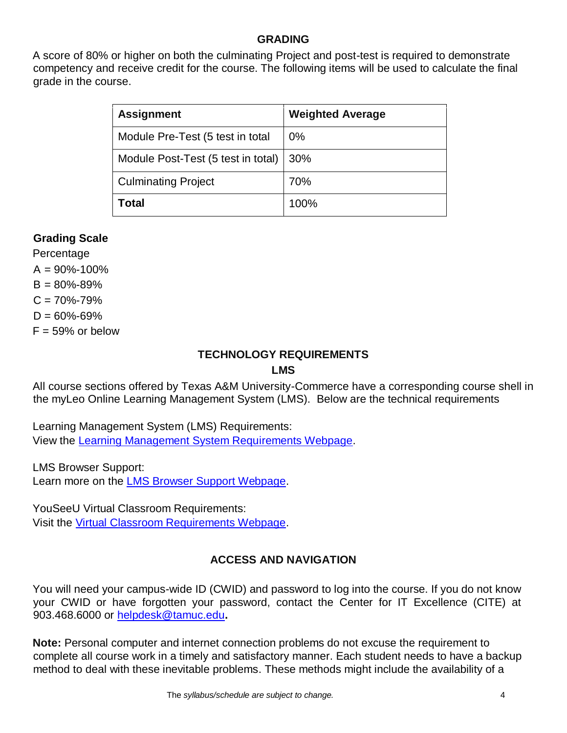## GRADING

A score of 80% or higher on both the culminating Project and post-test is required to demonstrate competency and receive credit for the course. The following items will be used to calculate the final grade in the course.

| **Assignment** | **Weighted Average** |
|---|---|
| Module Pre-Test (5 test in total | 0% |
| Module Post-Test (5 test in total) | 30% |
| Culminating Project | 70% |
| **Total** | 100% |

### Grading Scale

Percentage

A = 90%-100%

B = 80%-89%

C = 70%-79%

D = 60%-69%

F = 59% or below

## TECHNOLOGY REQUIREMENTS

### LMS

All course sections offered by Texas A&M University-Commerce have a corresponding course shell in the myLeo Online Learning Management System (LMS). Below are the technical requirements

Learning Management System (LMS) Requirements:
View the [Learning Management System Requirements Webpage](Learning Management System Requirements Webpage).

LMS Browser Support:
Learn more on the [LMS Browser Support Webpage](LMS Browser Support Webpage).

YouSeeU Virtual Classroom Requirements:
Visit the [Virtual Classroom Requirements Webpage](Virtual Classroom Requirements Webpage).

## ACCESS AND NAVIGATION

You will need your campus-wide ID (CWID) and password to log into the course. If you do not know your CWID or have forgotten your password, contact the Center for IT Excellence (CITE) at 903.468.6000 or [helpdesk@tamuc.edu](mailto:helpdesk@tamuc.edu)**.**

**Note:** Personal computer and internet connection problems do not excuse the requirement to complete all course work in a timely and satisfactory manner. Each student needs to have a backup method to deal with these inevitable problems. These methods might include the availability of a

The *syllabus/schedule are subject to change.*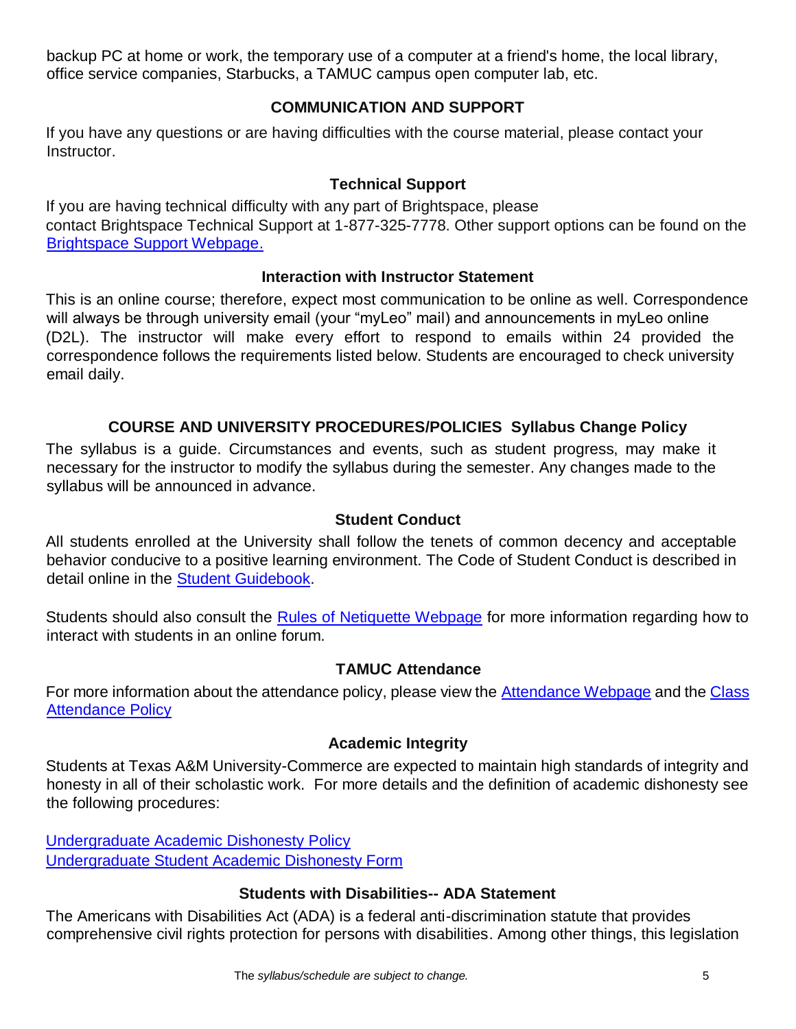backup PC at home or work, the temporary use of a computer at a friend's home, the local library, office service companies, Starbucks, a TAMUC campus open computer lab, etc.

## COMMUNICATION AND SUPPORT

If you have any questions or are having difficulties with the course material, please contact your Instructor.

### Technical Support

If you are having technical difficulty with any part of Brightspace, please contact Brightspace Technical Support at 1-877-325-7778. Other support options can be found on the [Brightspace Support Webpage.]()

### Interaction with Instructor Statement

This is an online course; therefore, expect most communication to be online as well. Correspondence will always be through university email (your "myLeo" mail) and announcements in myLeo online (D2L). The instructor will make every effort to respond to emails within 24 provided the correspondence follows the requirements listed below. Students are encouraged to check university email daily.

## COURSE AND UNIVERSITY PROCEDURES/POLICIES

### Syllabus Change Policy

The syllabus is a guide. Circumstances and events, such as student progress, may make it necessary for the instructor to modify the syllabus during the semester. Any changes made to the syllabus will be announced in advance.

### Student Conduct

All students enrolled at the University shall follow the tenets of common decency and acceptable behavior conducive to a positive learning environment. The Code of Student Conduct is described in detail online in the [Student Guidebook]().

Students should also consult the [Rules of Netiquette Webpage]() for more information regarding how to interact with students in an online forum.

### TAMUC Attendance

For more information about the attendance policy, please view the [Attendance Webpage]() and the [Class Attendance Policy]()

### Academic Integrity

Students at Texas A&M University-Commerce are expected to maintain high standards of integrity and honesty in all of their scholastic work. For more details and the definition of academic dishonesty see the following procedures:

[Undergraduate Academic Dishonesty Policy]()
[Undergraduate Student Academic Dishonesty Form]()

### Students with Disabilities-- ADA Statement

The Americans with Disabilities Act (ADA) is a federal anti-discrimination statute that provides comprehensive civil rights protection for persons with disabilities. Among other things, this legislation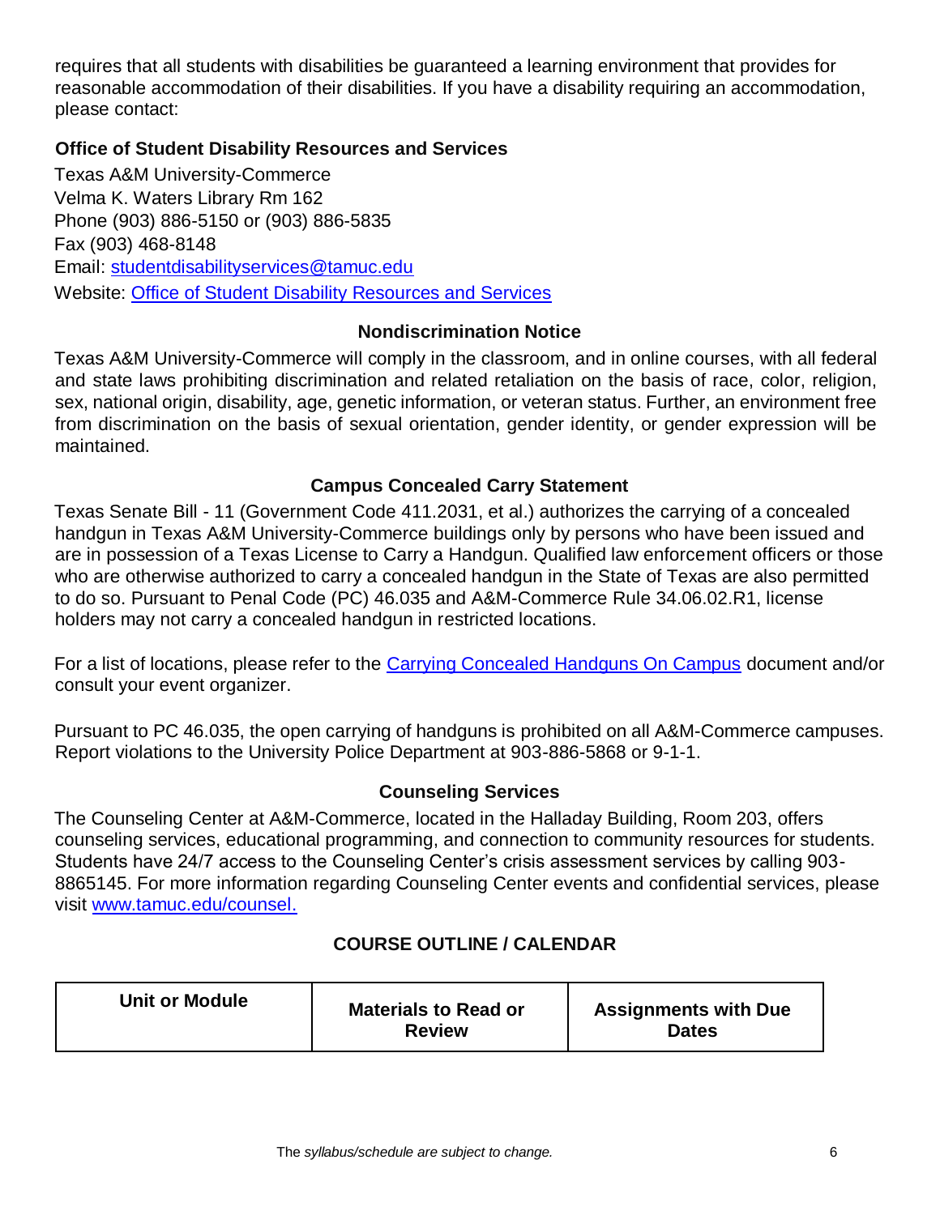requires that all students with disabilities be guaranteed a learning environment that provides for reasonable accommodation of their disabilities. If you have a disability requiring an accommodation, please contact:

**Office of Student Disability Resources and Services**

Texas A&M University-Commerce
Velma K. Waters Library Rm 162
Phone (903) 886-5150 or (903) 886-5835
Fax (903) 468-8148
Email: studentdisabilityservices@tamuc.edu
Website: Office of Student Disability Resources and Services

### Nondiscrimination Notice

Texas A&M University-Commerce will comply in the classroom, and in online courses, with all federal and state laws prohibiting discrimination and related retaliation on the basis of race, color, religion, sex, national origin, disability, age, genetic information, or veteran status. Further, an environment free from discrimination on the basis of sexual orientation, gender identity, or gender expression will be maintained.

### Campus Concealed Carry Statement

Texas Senate Bill - 11 (Government Code 411.2031, et al.) authorizes the carrying of a concealed handgun in Texas A&M University-Commerce buildings only by persons who have been issued and are in possession of a Texas License to Carry a Handgun. Qualified law enforcement officers or those who are otherwise authorized to carry a concealed handgun in the State of Texas are also permitted to do so. Pursuant to Penal Code (PC) 46.035 and A&M-Commerce Rule 34.06.02.R1, license holders may not carry a concealed handgun in restricted locations.

For a list of locations, please refer to the Carrying Concealed Handguns On Campus document and/or consult your event organizer.

Pursuant to PC 46.035, the open carrying of handguns is prohibited on all A&M-Commerce campuses. Report violations to the University Police Department at 903-886-5868 or 9-1-1.

### Counseling Services

The Counseling Center at A&M-Commerce, located in the Halladay Building, Room 203, offers counseling services, educational programming, and connection to community resources for students. Students have 24/7 access to the Counseling Center's crisis assessment services by calling 903-8865145. For more information regarding Counseling Center events and confidential services, please visit www.tamuc.edu/counsel.

## COURSE OUTLINE / CALENDAR

| Unit or Module | Materials to Read or Review | Assignments with Due Dates |
| --- | --- | --- |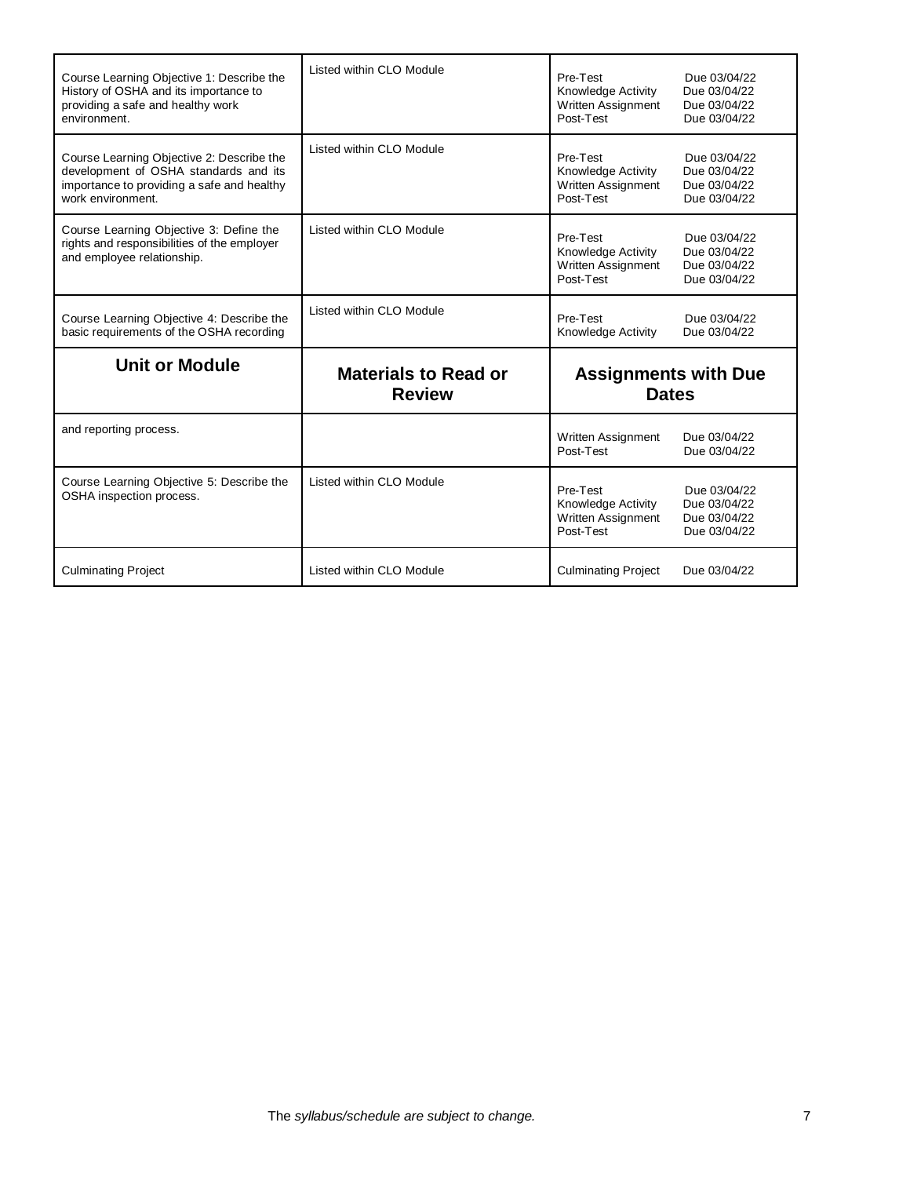| Unit or Module | Materials to Read or Review | Assignments with Due Dates |
|---|---|---|
| Course Learning Objective 1: Describe the History of OSHA and its importance to providing a safe and healthy work environment. | Listed within CLO Module | Pre-Test Due 03/04/22<br>Knowledge Activity Due 03/04/22<br>Written Assignment Due 03/04/22<br>Post-Test Due 03/04/22 |
| Course Learning Objective 2: Describe the development of OSHA standards and its importance to providing a safe and healthy work environment. | Listed within CLO Module | Pre-Test Due 03/04/22<br>Knowledge Activity Due 03/04/22<br>Written Assignment Due 03/04/22<br>Post-Test Due 03/04/22 |
| Course Learning Objective 3: Define the rights and responsibilities of the employer and employee relationship. | Listed within CLO Module | Pre-Test Due 03/04/22<br>Knowledge Activity Due 03/04/22<br>Written Assignment Due 03/04/22<br>Post-Test Due 03/04/22 |
| Course Learning Objective 4: Describe the basic requirements of the OSHA recording and reporting process. | Listed within CLO Module | Pre-Test Due 03/04/22<br>Knowledge Activity Due 03/04/22<br>Written Assignment Due 03/04/22<br>Post-Test Due 03/04/22 |
| Course Learning Objective 5: Describe the OSHA inspection process. | Listed within CLO Module | Pre-Test Due 03/04/22<br>Knowledge Activity Due 03/04/22<br>Written Assignment Due 03/04/22<br>Post-Test Due 03/04/22 |
| Culminating Project | Listed within CLO Module | Culminating Project Due 03/04/22 |